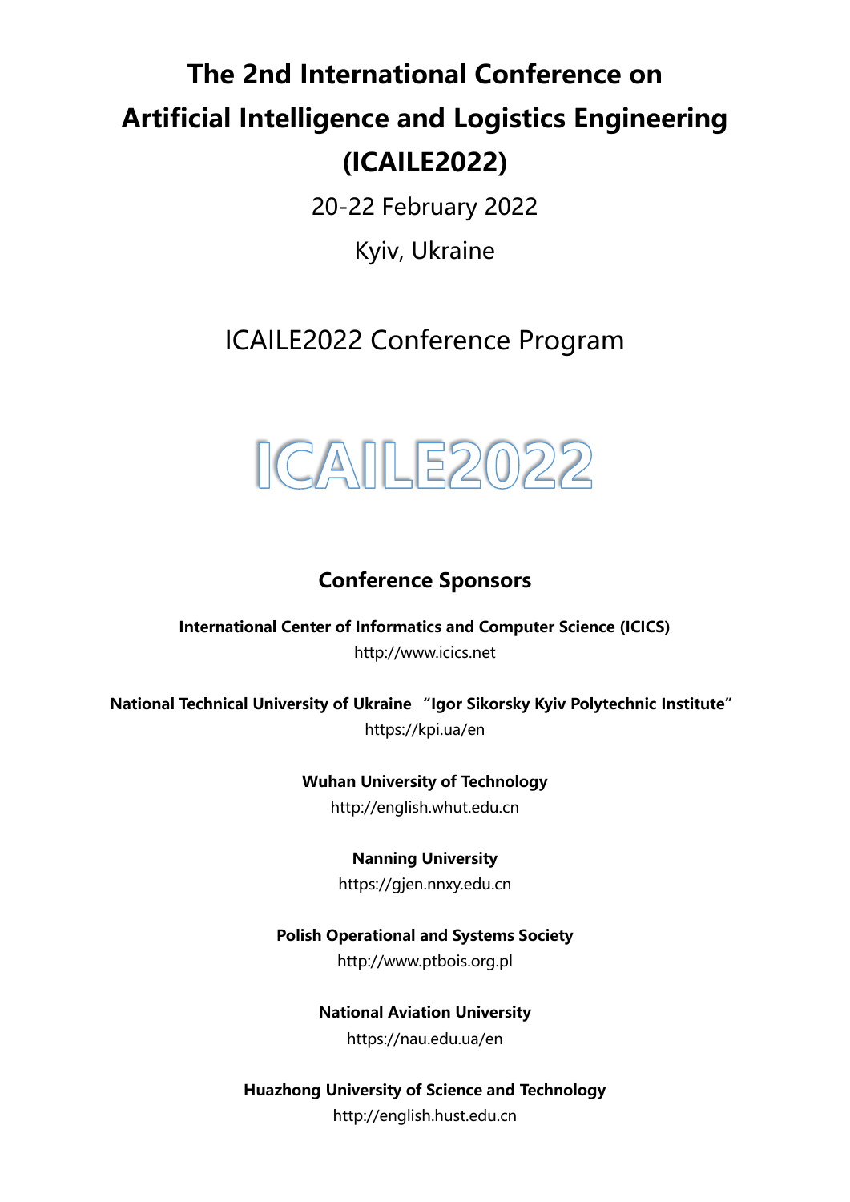# The 2nd International Conference on Artificial Intelligence and Logistics Engineering (ICAILE2022)

20-22 February 2022

Kyiv, Ukraine

## ICAILE2022 Conference Program

ICAILE2022

### Conference Sponsors

**International Center of Informatics and Computer Science (ICICS)**
http://www.icics.net

**National Technical University of Ukraine "Igor Sikorsky Kyiv Polytechnic Institute"**
https://kpi.ua/en

**Wuhan University of Technology**
http://english.whut.edu.cn

**Nanning University**
https://gjen.nnxy.edu.cn

**Polish Operational and Systems Society**
http://www.ptbois.org.pl

**National Aviation University**
https://nau.edu.ua/en

**Huazhong University of Science and Technology**
http://english.hust.edu.cn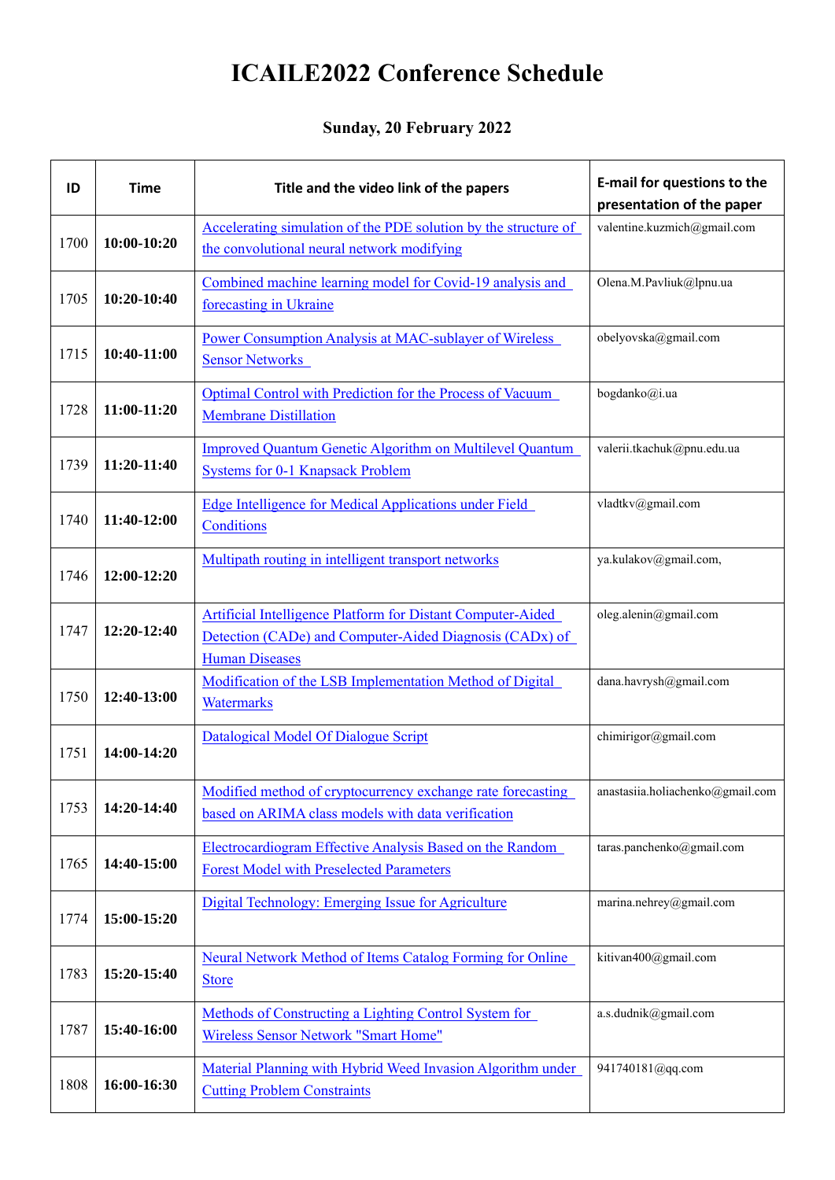# ICAILE2022 Conference Schedule

### Sunday, 20 February 2022

| ID | Time | Title and the video link of the papers | E-mail for questions to the presentation of the paper |
|---|---|---|---|
| 1700 | **10:00-10:20** | Accelerating simulation of the PDE solution by the structure of the convolutional neural network modifying | valentine.kuzmich@gmail.com |
| 1705 | **10:20-10:40** | Combined machine learning model for Covid-19 analysis and forecasting in Ukraine | Olena.M.Pavliuk@lpnu.ua |
| 1715 | **10:40-11:00** | Power Consumption Analysis at MAC-sublayer of Wireless Sensor Networks | obelyovska@gmail.com |
| 1728 | **11:00-11:20** | Optimal Control with Prediction for the Process of Vacuum Membrane Distillation | bogdanko@i.ua |
| 1739 | **11:20-11:40** | Improved Quantum Genetic Algorithm on Multilevel Quantum Systems for 0-1 Knapsack Problem | valerii.tkachuk@pnu.edu.ua |
| 1740 | **11:40-12:00** | Edge Intelligence for Medical Applications under Field Conditions | vladtkv@gmail.com |
| 1746 | **12:00-12:20** | Multipath routing in intelligent transport networks | ya.kulakov@gmail.com, |
| 1747 | **12:20-12:40** | Artificial Intelligence Platform for Distant Computer-Aided Detection (CADe) and Computer-Aided Diagnosis (CADx) of Human Diseases | oleg.alenin@gmail.com |
| 1750 | **12:40-13:00** | Modification of the LSB Implementation Method of Digital Watermarks | dana.havrysh@gmail.com |
| 1751 | **14:00-14:20** | Datalogical Model Of Dialogue Script | chimirigor@gmail.com |
| 1753 | **14:20-14:40** | Modified method of cryptocurrency exchange rate forecasting based on ARIMA class models with data verification | anastasiia.holiachenko@gmail.com |
| 1765 | **14:40-15:00** | Electrocardiogram Effective Analysis Based on the Random Forest Model with Preselected Parameters | taras.panchenko@gmail.com |
| 1774 | **15:00-15:20** | Digital Technology: Emerging Issue for Agriculture | marina.nehrey@gmail.com |
| 1783 | **15:20-15:40** | Neural Network Method of Items Catalog Forming for Online Store | kitivan400@gmail.com |
| 1787 | **15:40-16:00** | Methods of Constructing a Lighting Control System for Wireless Sensor Network "Smart Home" | a.s.dudnik@gmail.com |
| 1808 | **16:00-16:30** | Material Planning with Hybrid Weed Invasion Algorithm under Cutting Problem Constraints | 941740181@qq.com |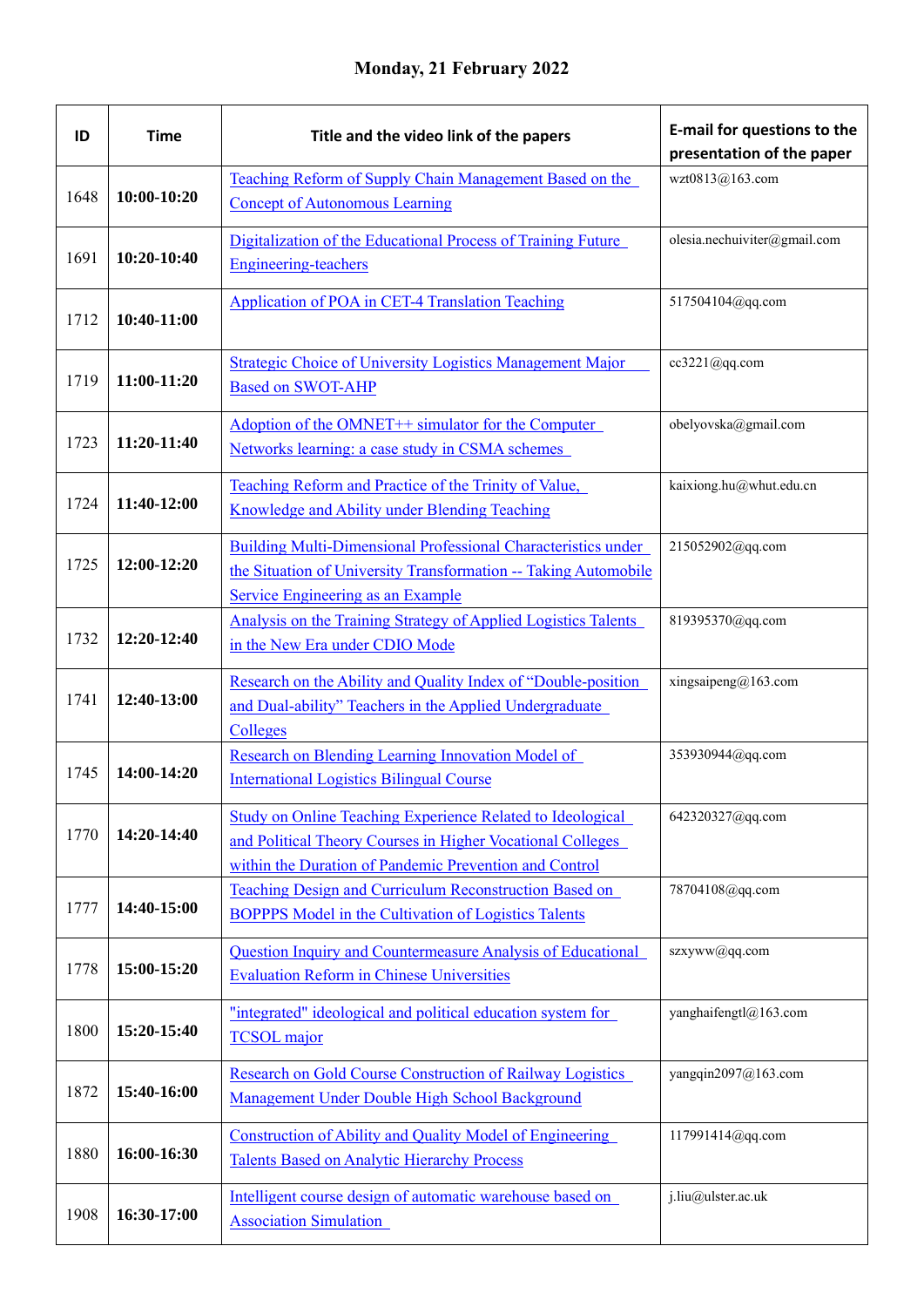**Monday, 21 February 2022**

| ID | Time | Title and the video link of the papers | E-mail for questions to the presentation of the paper |
|---|---|---|---|
| 1648 | **10:00-10:20** | Teaching Reform of Supply Chain Management Based on the Concept of Autonomous Learning | wzt0813@163.com |
| 1691 | **10:20-10:40** | Digitalization of the Educational Process of Training Future Engineering-teachers | olesia.nechuiviter@gmail.com |
| 1712 | **10:40-11:00** | Application of POA in CET-4 Translation Teaching | 517504104@qq.com |
| 1719 | **11:00-11:20** | Strategic Choice of University Logistics Management Major Based on SWOT-AHP | cc3221@qq.com |
| 1723 | **11:20-11:40** | Adoption of the OMNET++ simulator for the Computer Networks learning: a case study in CSMA schemes | obelyovska@gmail.com |
| 1724 | **11:40-12:00** | Teaching Reform and Practice of the Trinity of Value, Knowledge and Ability under Blending Teaching | kaixiong.hu@whut.edu.cn |
| 1725 | **12:00-12:20** | Building Multi-Dimensional Professional Characteristics under the Situation of University Transformation -- Taking Automobile Service Engineering as an Example | 215052902@qq.com |
| 1732 | **12:20-12:40** | Analysis on the Training Strategy of Applied Logistics Talents in the New Era under CDIO Mode | 819395370@qq.com |
| 1741 | **12:40-13:00** | Research on the Ability and Quality Index of "Double-position and Dual-ability" Teachers in the Applied Undergraduate Colleges | xingsaipeng@163.com |
| 1745 | **14:00-14:20** | Research on Blending Learning Innovation Model of International Logistics Bilingual Course | 353930944@qq.com |
| 1770 | **14:20-14:40** | Study on Online Teaching Experience Related to Ideological and Political Theory Courses in Higher Vocational Colleges within the Duration of Pandemic Prevention and Control | 642320327@qq.com |
| 1777 | **14:40-15:00** | Teaching Design and Curriculum Reconstruction Based on BOPPPS Model in the Cultivation of Logistics Talents | 78704108@qq.com |
| 1778 | **15:00-15:20** | Question Inquiry and Countermeasure Analysis of Educational Evaluation Reform in Chinese Universities | szxyww@qq.com |
| 1800 | **15:20-15:40** | "integrated" ideological and political education system for TCSOL major | yanghaifengtl@163.com |
| 1872 | **15:40-16:00** | Research on Gold Course Construction of Railway Logistics Management Under Double High School Background | yangqin2097@163.com |
| 1880 | **16:00-16:30** | Construction of Ability and Quality Model of Engineering Talents Based on Analytic Hierarchy Process | 117991414@qq.com |
| 1908 | **16:30-17:00** | Intelligent course design of automatic warehouse based on Association Simulation | j.liu@ulster.ac.uk |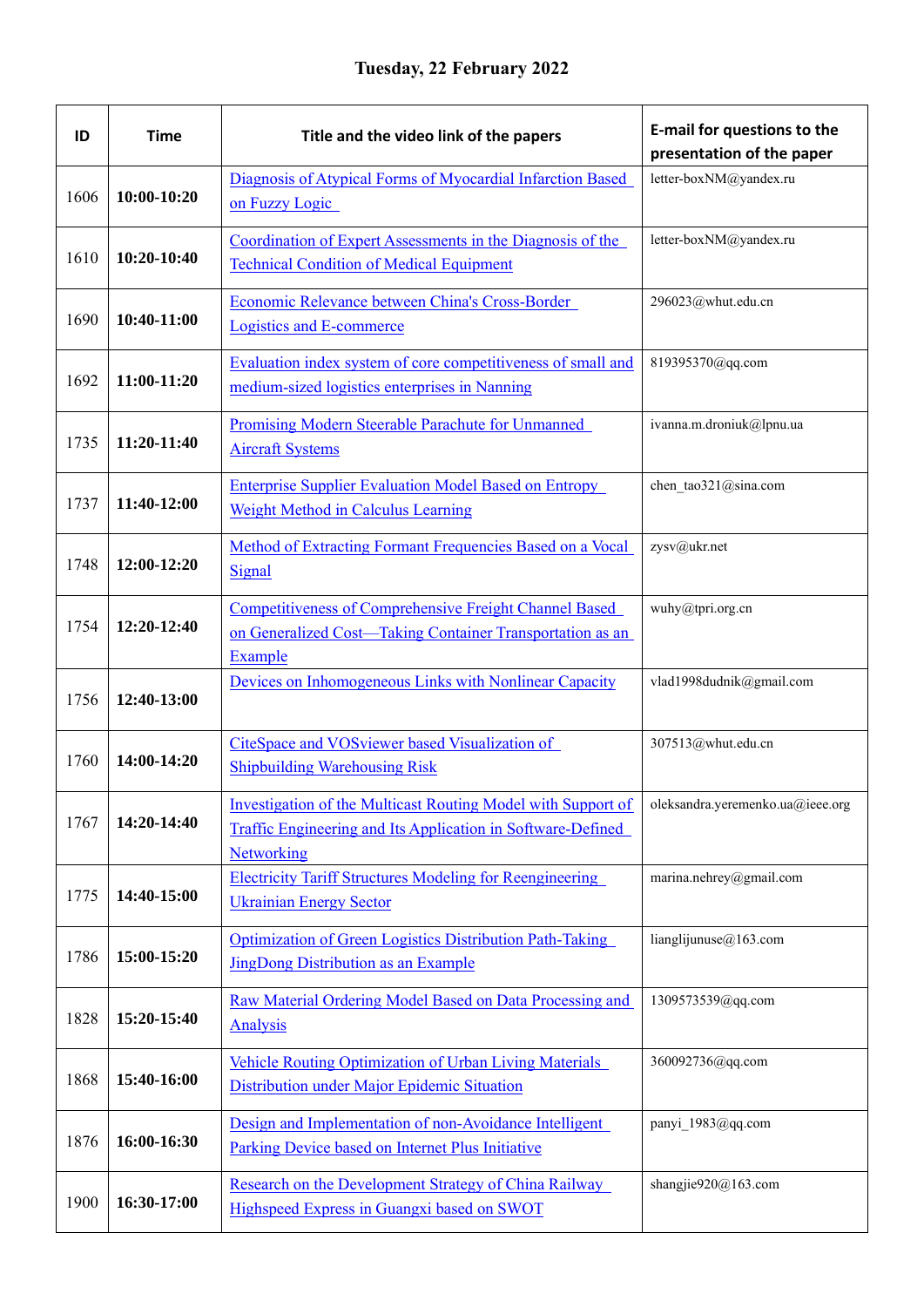# Tuesday, 22 February 2022

| ID | Time | Title and the video link of the papers | E-mail for questions to the presentation of the paper |
|---|---|---|---|
| 1606 | **10:00-10:20** | Diagnosis of Atypical Forms of Myocardial Infarction Based on Fuzzy Logic | letter-boxNM@yandex.ru |
| 1610 | **10:20-10:40** | Coordination of Expert Assessments in the Diagnosis of the Technical Condition of Medical Equipment | letter-boxNM@yandex.ru |
| 1690 | **10:40-11:00** | Economic Relevance between China's Cross-Border Logistics and E-commerce | 296023@whut.edu.cn |
| 1692 | **11:00-11:20** | Evaluation index system of core competitiveness of small and medium-sized logistics enterprises in Nanning | 819395370@qq.com |
| 1735 | **11:20-11:40** | Promising Modern Steerable Parachute for Unmanned Aircraft Systems | ivanna.m.droniuk@lpnu.ua |
| 1737 | **11:40-12:00** | Enterprise Supplier Evaluation Model Based on Entropy Weight Method in Calculus Learning | chen_tao321@sina.com |
| 1748 | **12:00-12:20** | Method of Extracting Formant Frequencies Based on a Vocal Signal | zysv@ukr.net |
| 1754 | **12:20-12:40** | Competitiveness of Comprehensive Freight Channel Based on Generalized Cost—Taking Container Transportation as an Example | wuhy@tpri.org.cn |
| 1756 | **12:40-13:00** | Devices on Inhomogeneous Links with Nonlinear Capacity | vlad1998dudnik@gmail.com |
| 1760 | **14:00-14:20** | CiteSpace and VOSviewer based Visualization of Shipbuilding Warehousing Risk | 307513@whut.edu.cn |
| 1767 | **14:20-14:40** | Investigation of the Multicast Routing Model with Support of Traffic Engineering and Its Application in Software-Defined Networking | oleksandra.yeremenko.ua@ieee.org |
| 1775 | **14:40-15:00** | Electricity Tariff Structures Modeling for Reengineering Ukrainian Energy Sector | marina.nehrey@gmail.com |
| 1786 | **15:00-15:20** | Optimization of Green Logistics Distribution Path-Taking JingDong Distribution as an Example | lianglijunuse@163.com |
| 1828 | **15:20-15:40** | Raw Material Ordering Model Based on Data Processing and Analysis | 1309573539@qq.com |
| 1868 | **15:40-16:00** | Vehicle Routing Optimization of Urban Living Materials Distribution under Major Epidemic Situation | 360092736@qq.com |
| 1876 | **16:00-16:30** | Design and Implementation of non-Avoidance Intelligent Parking Device based on Internet Plus Initiative | panyi_1983@qq.com |
| 1900 | **16:30-17:00** | Research on the Development Strategy of China Railway Highspeed Express in Guangxi based on SWOT | shangjie920@163.com |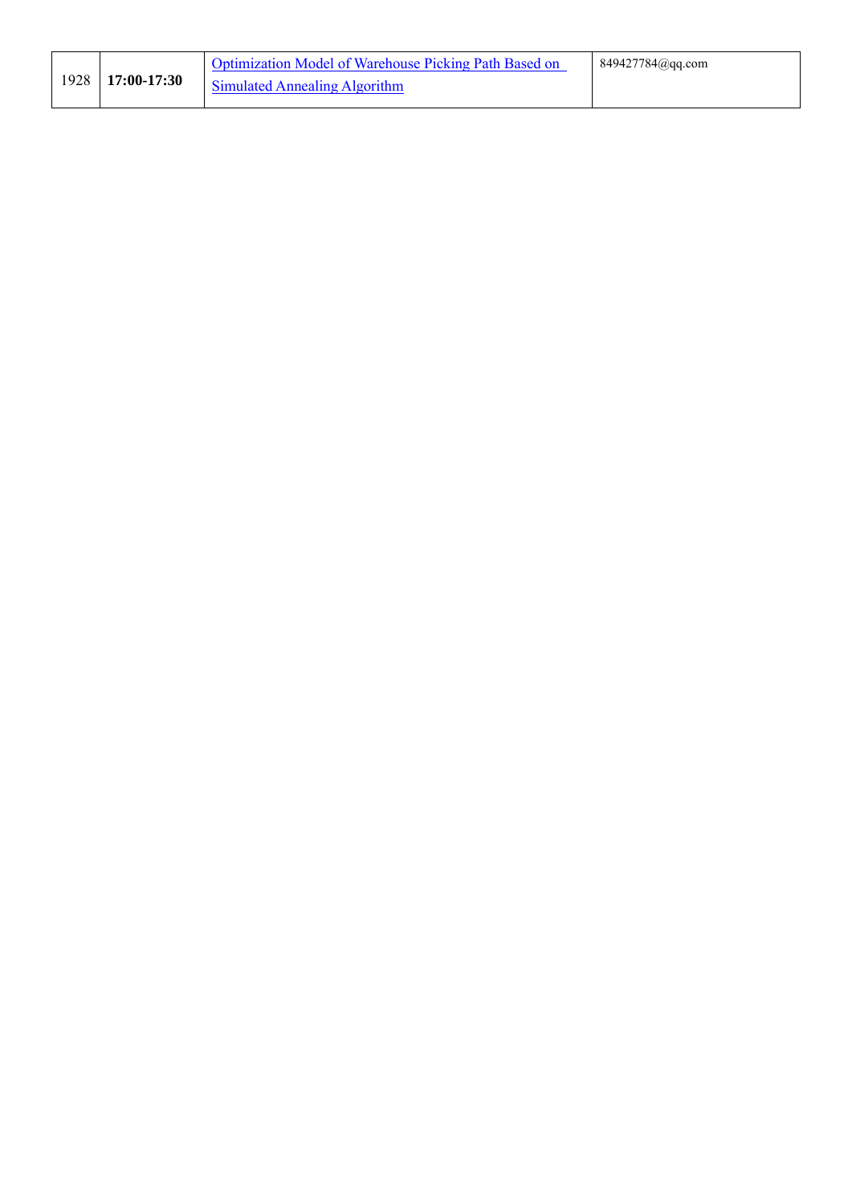| 1928 | **17:00-17:30** | Optimization Model of Warehouse Picking Path Based on Simulated Annealing Algorithm | 849427784@qq.com |
|---|---|---|---|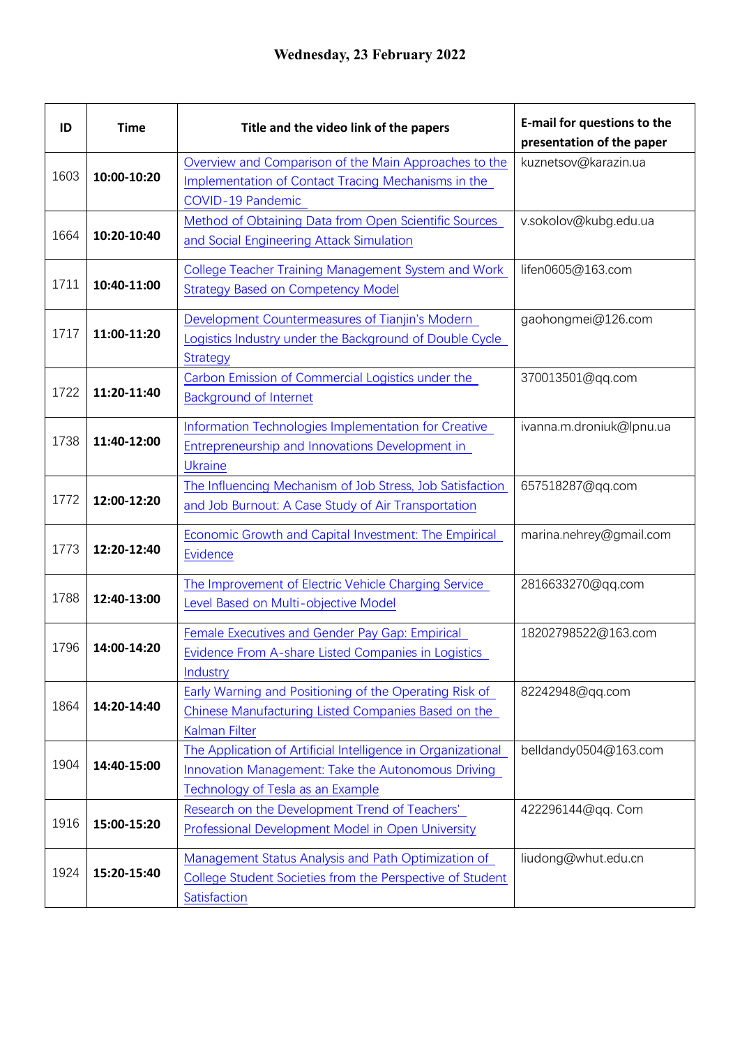# Wednesday, 23 February 2022

| ID | Time | Title and the video link of the papers | E-mail for questions to the presentation of the paper |
|---|---|---|---|
| 1603 | **10:00-10:20** | Overview and Comparison of the Main Approaches to the Implementation of Contact Tracing Mechanisms in the COVID-19 Pandemic | kuznetsov@karazin.ua |
| 1664 | **10:20-10:40** | Method of Obtaining Data from Open Scientific Sources and Social Engineering Attack Simulation | v.sokolov@kubg.edu.ua |
| 1711 | **10:40-11:00** | College Teacher Training Management System and Work Strategy Based on Competency Model | lifen0605@163.com |
| 1717 | **11:00-11:20** | Development Countermeasures of Tianjin's Modern Logistics Industry under the Background of Double Cycle Strategy | gaohongmei@126.com |
| 1722 | **11:20-11:40** | Carbon Emission of Commercial Logistics under the Background of Internet | 370013501@qq.com |
| 1738 | **11:40-12:00** | Information Technologies Implementation for Creative Entrepreneurship and Innovations Development in Ukraine | ivanna.m.droniuk@lpnu.ua |
| 1772 | **12:00-12:20** | The Influencing Mechanism of Job Stress, Job Satisfaction and Job Burnout: A Case Study of Air Transportation | 657518287@qq.com |
| 1773 | **12:20-12:40** | Economic Growth and Capital Investment: The Empirical Evidence | marina.nehrey@gmail.com |
| 1788 | **12:40-13:00** | The Improvement of Electric Vehicle Charging Service Level Based on Multi-objective Model | 2816633270@qq.com |
| 1796 | **14:00-14:20** | Female Executives and Gender Pay Gap: Empirical Evidence From A-share Listed Companies in Logistics Industry | 18202798522@163.com |
| 1864 | **14:20-14:40** | Early Warning and Positioning of the Operating Risk of Chinese Manufacturing Listed Companies Based on the Kalman Filter | 82242948@qq.com |
| 1904 | **14:40-15:00** | The Application of Artificial Intelligence in Organizational Innovation Management: Take the Autonomous Driving Technology of Tesla as an Example | belldandy0504@163.com |
| 1916 | **15:00-15:20** | Research on the Development Trend of Teachers' Professional Development Model in Open University | 422296144@qq. Com |
| 1924 | **15:20-15:40** | Management Status Analysis and Path Optimization of College Student Societies from the Perspective of Student Satisfaction | liudong@whut.edu.cn |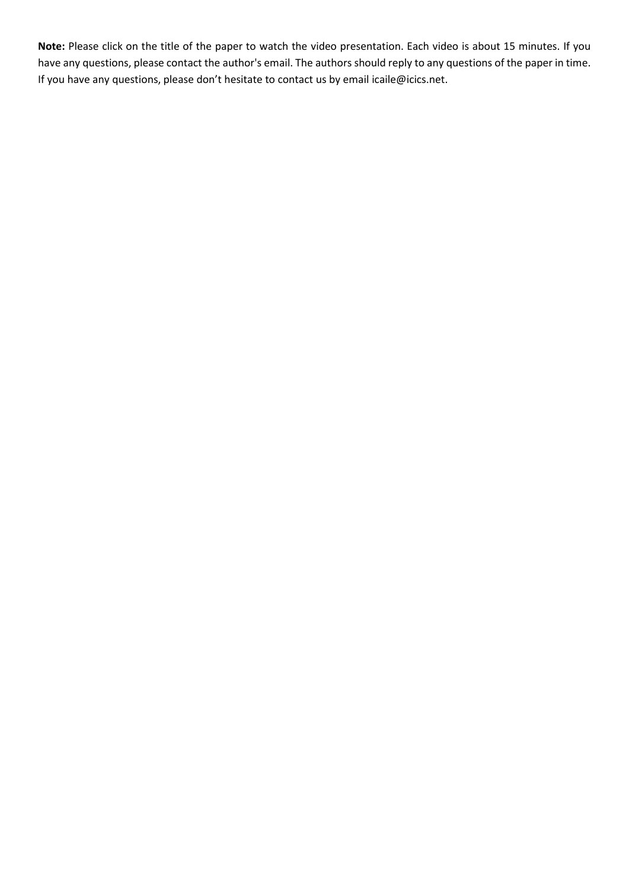**Note:** Please click on the title of the paper to watch the video presentation. Each video is about 15 minutes. If you have any questions, please contact the author's email. The authors should reply to any questions of the paper in time. If you have any questions, please don't hesitate to contact us by email icaile@icics.net.